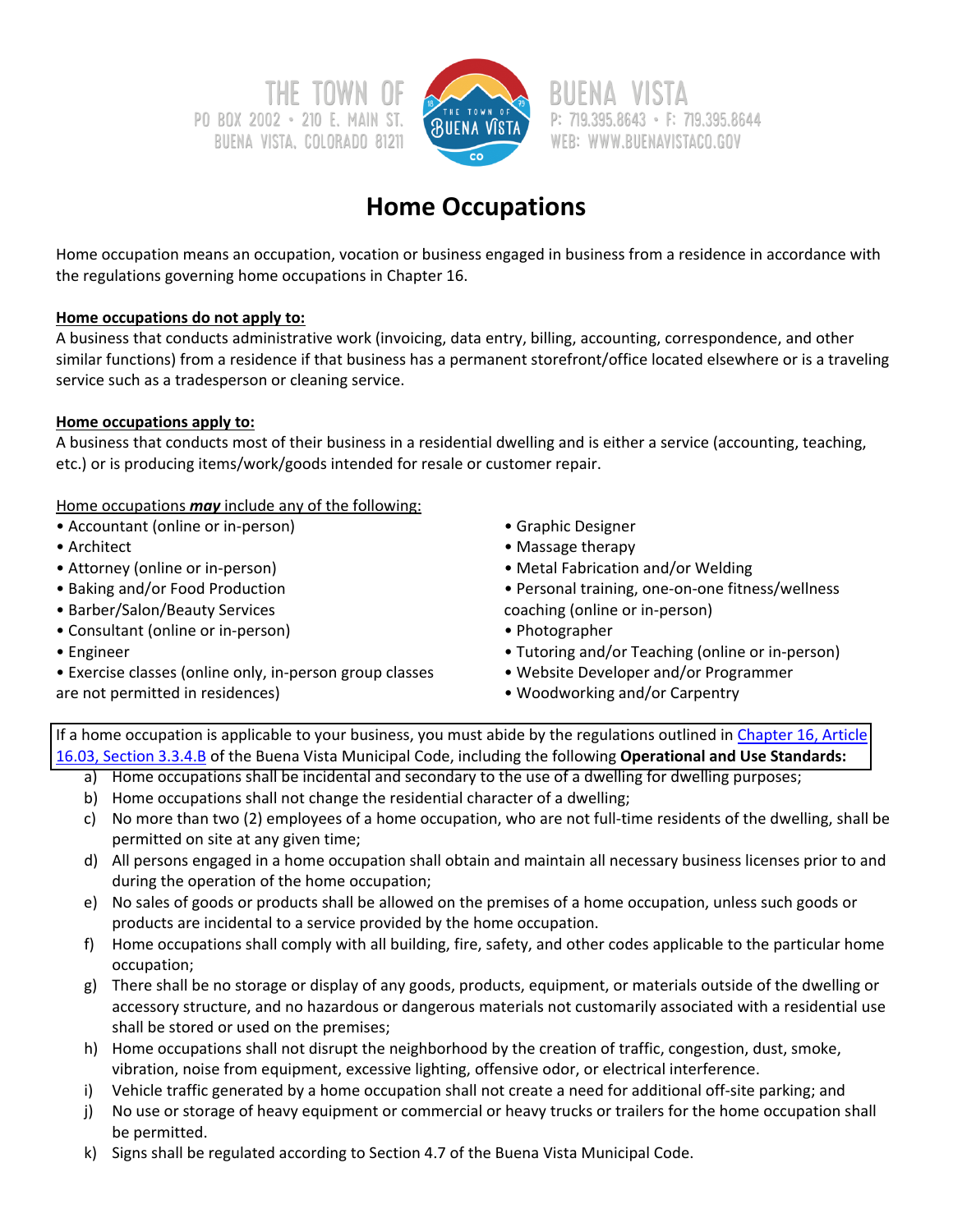THE TOWN OF BUENA VISTA
PO BOX 2002 • 210 E. MAIN ST. BUENA VISTA, COLORADO 81211
P: 719.395.8643 • F: 719.395.8644
WEB: WWW.BUENAVISTACO.GOV

# Home Occupations

Home occupation means an occupation, vocation or business engaged in business from a residence in accordance with the regulations governing home occupations in Chapter 16.

**Home occupations do not apply to:**
A business that conducts administrative work (invoicing, data entry, billing, accounting, correspondence, and other similar functions) from a residence if that business has a permanent storefront/office located elsewhere or is a traveling service such as a tradesperson or cleaning service.

**Home occupations apply to:**
A business that conducts most of their business in a residential dwelling and is either a service (accounting, teaching, etc.) or is producing items/work/goods intended for resale or customer repair.

Home occupations ***may*** include any of the following:

- Accountant (online or in-person)
- Architect
- Attorney (online or in-person)
- Baking and/or Food Production
- Barber/Salon/Beauty Services
- Consultant (online or in-person)
- Engineer
- Exercise classes (online only, in-person group classes are not permitted in residences)
- Graphic Designer
- Massage therapy
- Metal Fabrication and/or Welding
- Personal training, one-on-one fitness/wellness coaching (online or in-person)
- Photographer
- Tutoring and/or Teaching (online or in-person)
- Website Developer and/or Programmer
- Woodworking and/or Carpentry

If a home occupation is applicable to your business, you must abide by the regulations outlined in [Chapter 16, Article 16.03, Section 3.3.4.B] of the Buena Vista Municipal Code, including the following **Operational and Use Standards:**

a) Home occupations shall be incidental and secondary to the use of a dwelling for dwelling purposes;
b) Home occupations shall not change the residential character of a dwelling;
c) No more than two (2) employees of a home occupation, who are not full-time residents of the dwelling, shall be permitted on site at any given time;
d) All persons engaged in a home occupation shall obtain and maintain all necessary business licenses prior to and during the operation of the home occupation;
e) No sales of goods or products shall be allowed on the premises of a home occupation, unless such goods or products are incidental to a service provided by the home occupation.
f) Home occupations shall comply with all building, fire, safety, and other codes applicable to the particular home occupation;
g) There shall be no storage or display of any goods, products, equipment, or materials outside of the dwelling or accessory structure, and no hazardous or dangerous materials not customarily associated with a residential use shall be stored or used on the premises;
h) Home occupations shall not disrupt the neighborhood by the creation of traffic, congestion, dust, smoke, vibration, noise from equipment, excessive lighting, offensive odor, or electrical interference.
i) Vehicle traffic generated by a home occupation shall not create a need for additional off-site parking; and
j) No use or storage of heavy equipment or commercial or heavy trucks or trailers for the home occupation shall be permitted.
k) Signs shall be regulated according to Section 4.7 of the Buena Vista Municipal Code.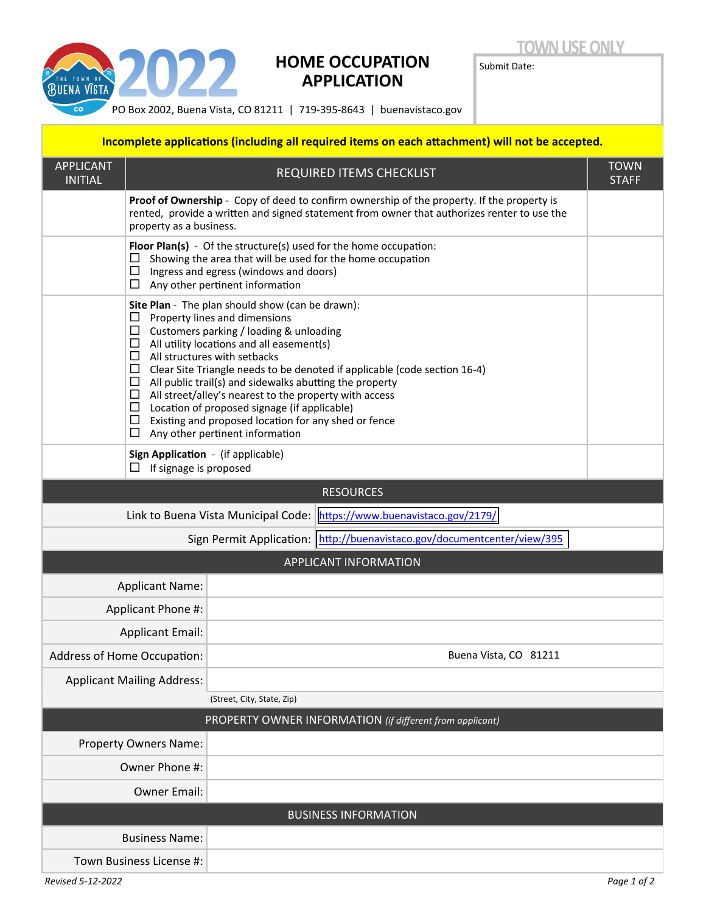# HOME OCCUPATION APPLICATION

PO Box 2002, Buena Vista, CO 81211 | 719-395-8643 | buenavistaco.gov

| TOWN USE ONLY |
|---|
| Submit Date: |

**Incomplete applications (including all required items on each attachment) will not be accepted.**

| APPLICANT INITIAL | REQUIRED ITEMS CHECKLIST | TOWN STAFF |
|---|---|---|
| | **Proof of Ownership** - Copy of deed to confirm ownership of the property. If the property is rented, provide a written and signed statement from owner that authorizes renter to use the property as a business. | |
| | **Floor Plan(s)** - Of the structure(s) used for the home occupation:<br>☐ Showing the area that will be used for the home occupation<br>☐ Ingress and egress (windows and doors)<br>☐ Any other pertinent information | |
| | **Site Plan** - The plan should show (can be drawn):<br>☐ Property lines and dimensions<br>☐ Customers parking / loading & unloading<br>☐ All utility locations and all easement(s)<br>☐ All structures with setbacks<br>☐ Clear Site Triangle needs to be denoted if applicable (code section 16-4)<br>☐ All public trail(s) and sidewalks abutting the property<br>☐ All street/alley's nearest to the property with access<br>☐ Location of proposed signage (if applicable)<br>☐ Existing and proposed location for any shed or fence<br>☐ Any other pertinent information | |
| | **Sign Application** - (if applicable)<br>☐ If signage is proposed | |

| RESOURCES | |
|---|---|
| Link to Buena Vista Municipal Code: | https://www.buenavistaco.gov/2179/ |
| Sign Permit Application: | http://buenavistaco.gov/documentcenter/view/395 |

| APPLICANT INFORMATION | |
|---|---|
| Applicant Name: | |
| Applicant Phone #: | |
| Applicant Email: | |
| Address of Home Occupation: | Buena Vista, CO 81211 |
| Applicant Mailing Address: | |
| | (Street, City, State, Zip) |

| PROPERTY OWNER INFORMATION *(if different from applicant)* | |
|---|---|
| Property Owners Name: | |
| Owner Phone #: | |
| Owner Email: | |

| BUSINESS INFORMATION | |
|---|---|
| Business Name: | |
| Town Business License #: | |

*Revised 5-12-2022*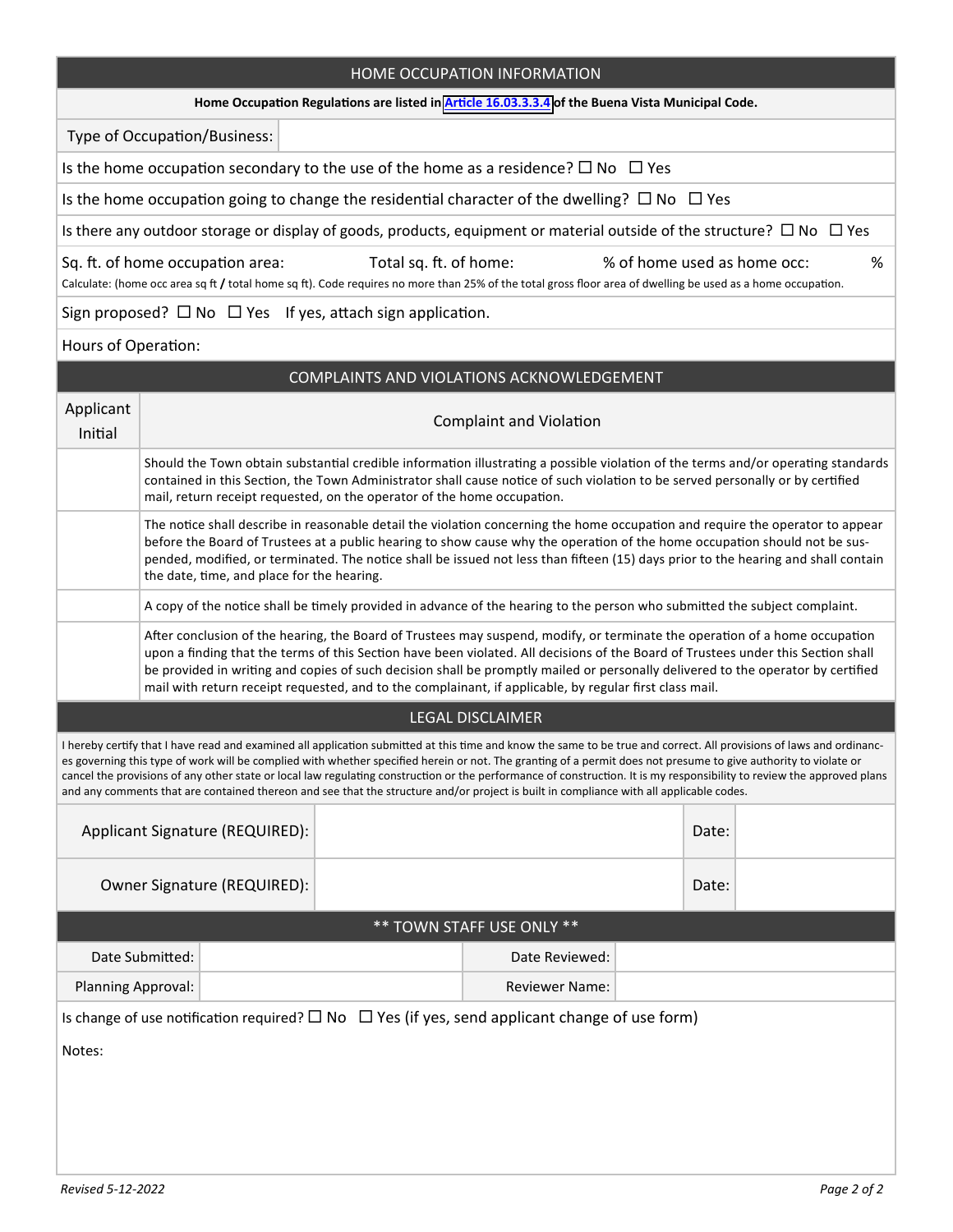## HOME OCCUPATION INFORMATION

**Home Occupation Regulations are listed in Article 16.03.3.3.4 of the Buena Vista Municipal Code.**

Type of Occupation/Business:

Is the home occupation secondary to the use of the home as a residence? ☐ No ☐ Yes

Is the home occupation going to change the residential character of the dwelling? ☐ No ☐ Yes

Is there any outdoor storage or display of goods, products, equipment or material outside of the structure? ☐ No ☐ Yes

Sq. ft. of home occupation area: Total sq. ft. of home: % of home used as home occ: %

Calculate: (home occ area sq ft **/** total home sq ft). Code requires no more than 25% of the total gross floor area of dwelling be used as a home occupation.

Sign proposed? ☐ No ☐ Yes If yes, attach sign application.

Hours of Operation:

## COMPLAINTS AND VIOLATIONS ACKNOWLEDGEMENT

| Applicant Initial | Complaint and Violation |
|---|---|
| | Should the Town obtain substantial credible information illustrating a possible violation of the terms and/or operating standards contained in this Section, the Town Administrator shall cause notice of such violation to be served personally or by certified mail, return receipt requested, on the operator of the home occupation. |
| | The notice shall describe in reasonable detail the violation concerning the home occupation and require the operator to appear before the Board of Trustees at a public hearing to show cause why the operation of the home occupation should not be suspended, modified, or terminated. The notice shall be issued not less than fifteen (15) days prior to the hearing and shall contain the date, time, and place for the hearing. |
| | A copy of the notice shall be timely provided in advance of the hearing to the person who submitted the subject complaint. |
| | After conclusion of the hearing, the Board of Trustees may suspend, modify, or terminate the operation of a home occupation upon a finding that the terms of this Section have been violated. All decisions of the Board of Trustees under this Section shall be provided in writing and copies of such decision shall be promptly mailed or personally delivered to the operator by certified mail with return receipt requested, and to the complainant, if applicable, by regular first class mail. |

## LEGAL DISCLAIMER

I hereby certify that I have read and examined all application submitted at this time and know the same to be true and correct. All provisions of laws and ordinances governing this type of work will be complied with whether specified herein or not. The granting of a permit does not presume to give authority to violate or cancel the provisions of any other state or local law regulating construction or the performance of construction. It is my responsibility to review the approved plans and any comments that are contained thereon and see that the structure and/or project is built in compliance with all applicable codes.

| | | | |
|---|---|---|---|
| Applicant Signature (REQUIRED): | | Date: | |
| Owner Signature (REQUIRED): | | Date: | |

## ** TOWN STAFF USE ONLY **

| | | | |
|---|---|---|---|
| Date Submitted: | | Date Reviewed: | |
| Planning Approval: | | Reviewer Name: | |

Is change of use notification required? ☐ No ☐ Yes (if yes, send applicant change of use form)

Notes:

*Revised 5-12-2022*